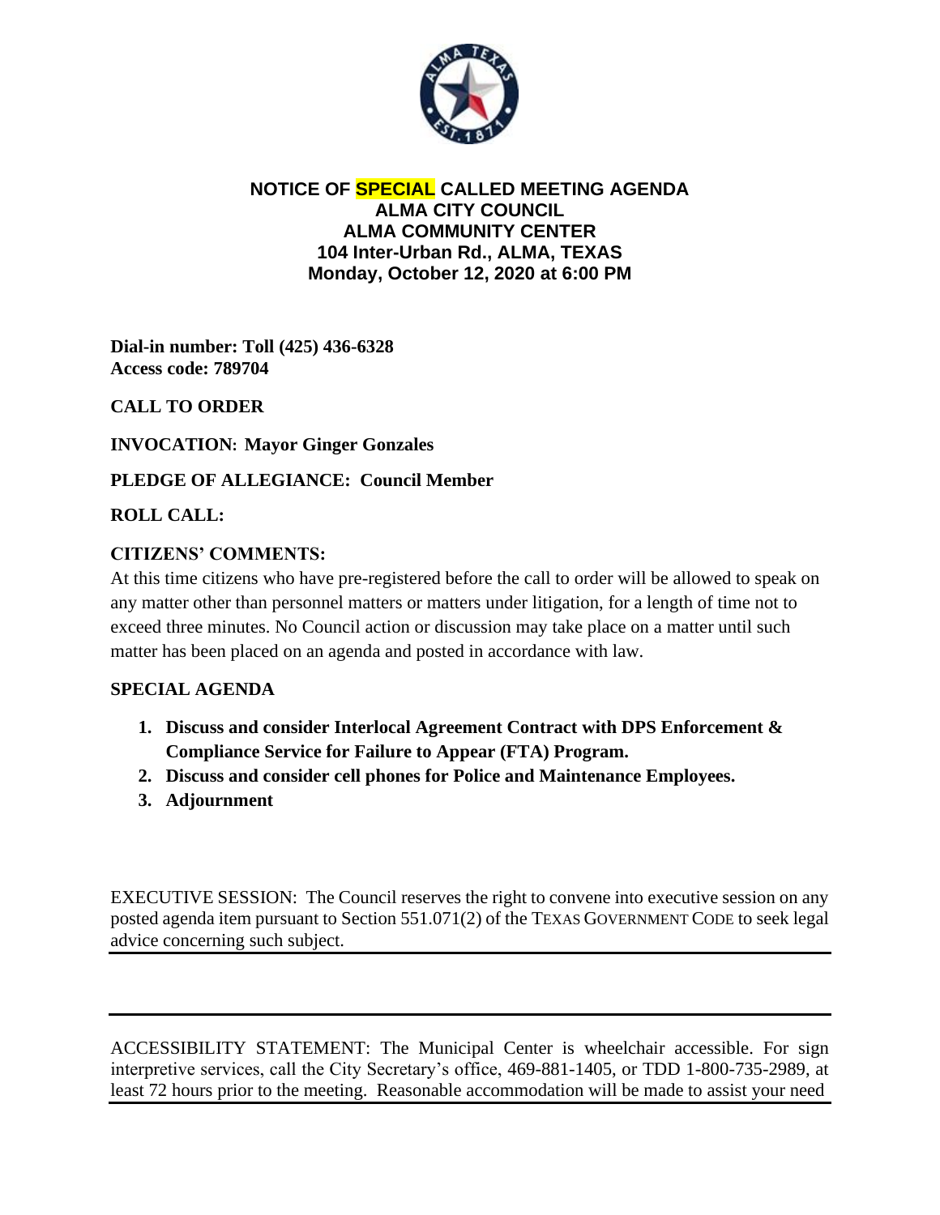**NOTICE OF SPECIAL CALLED MEETING AGENDA**
**ALMA CITY COUNCIL**
**ALMA COMMUNITY CENTER**
**104 Inter-Urban Rd., ALMA, TEXAS**
**Monday, October 12, 2020 at 6:00 PM**

**Dial-in number: Toll (425) 436-6328**
**Access code: 789704**

**CALL TO ORDER**

**INVOCATION: Mayor Ginger Gonzales**

**PLEDGE OF ALLEGIANCE: Council Member**

**ROLL CALL:**

**CITIZENS' COMMENTS:**

At this time citizens who have pre-registered before the call to order will be allowed to speak on any matter other than personnel matters or matters under litigation, for a length of time not to exceed three minutes. No Council action or discussion may take place on a matter until such matter has been placed on an agenda and posted in accordance with law.

**SPECIAL AGENDA**

1. **Discuss and consider Interlocal Agreement Contract with DPS Enforcement & Compliance Service for Failure to Appear (FTA) Program.**
2. **Discuss and consider cell phones for Police and Maintenance Employees.**
3. **Adjournment**

EXECUTIVE SESSION: The Council reserves the right to convene into executive session on any posted agenda item pursuant to Section 551.071(2) of the TEXAS GOVERNMENT CODE to seek legal advice concerning such subject.

---

ACCESSIBILITY STATEMENT: The Municipal Center is wheelchair accessible. For sign interpretive services, call the City Secretary's office, 469-881-1405, or TDD 1-800-735-2989, at least 72 hours prior to the meeting. Reasonable accommodation will be made to assist your need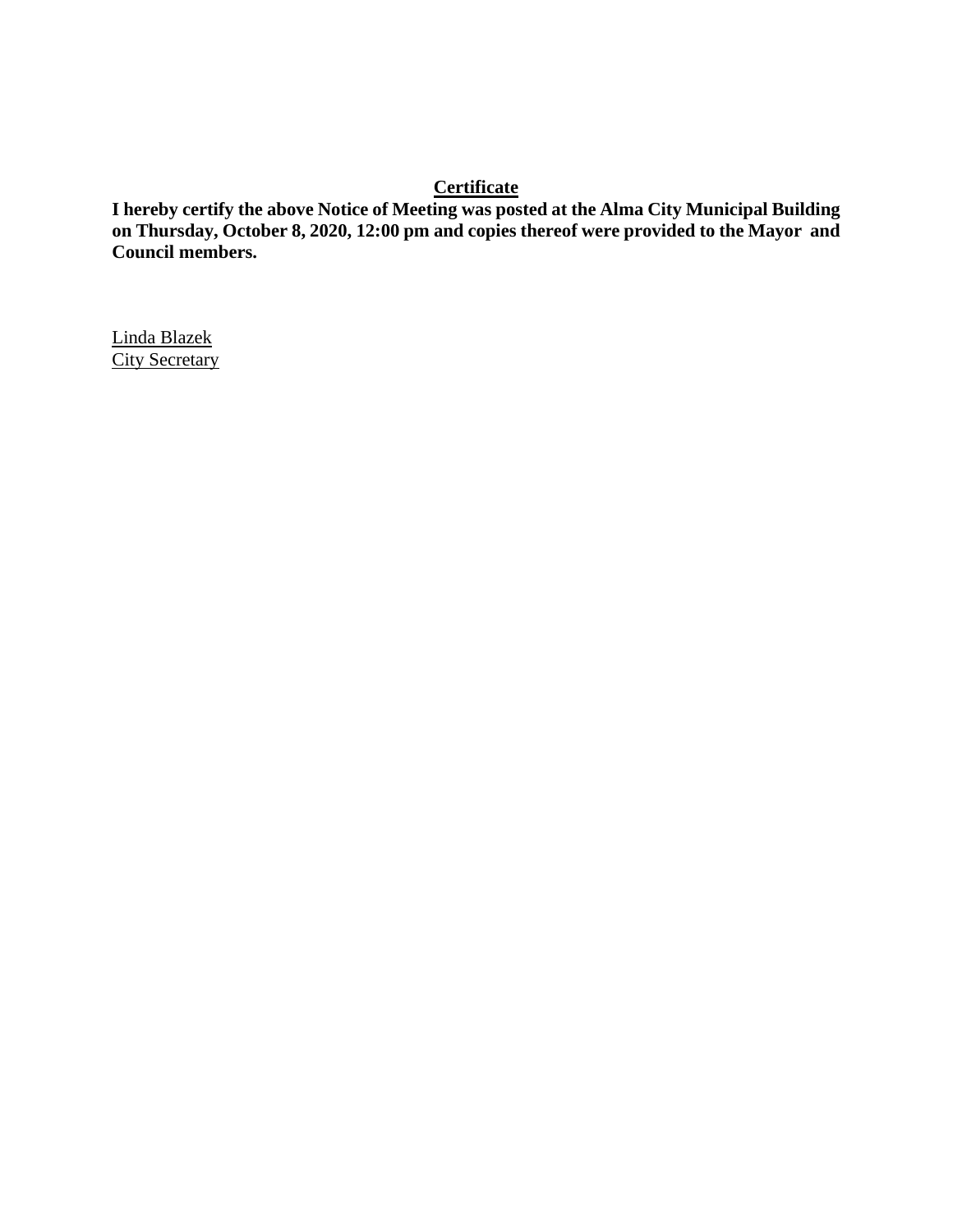**Certificate**

**I hereby certify the above Notice of Meeting was posted at the Alma City Municipal Building on Thursday, October 8, 2020, 12:00 pm and copies thereof were provided to the Mayor and Council members.**

Linda Blazek
City Secretary